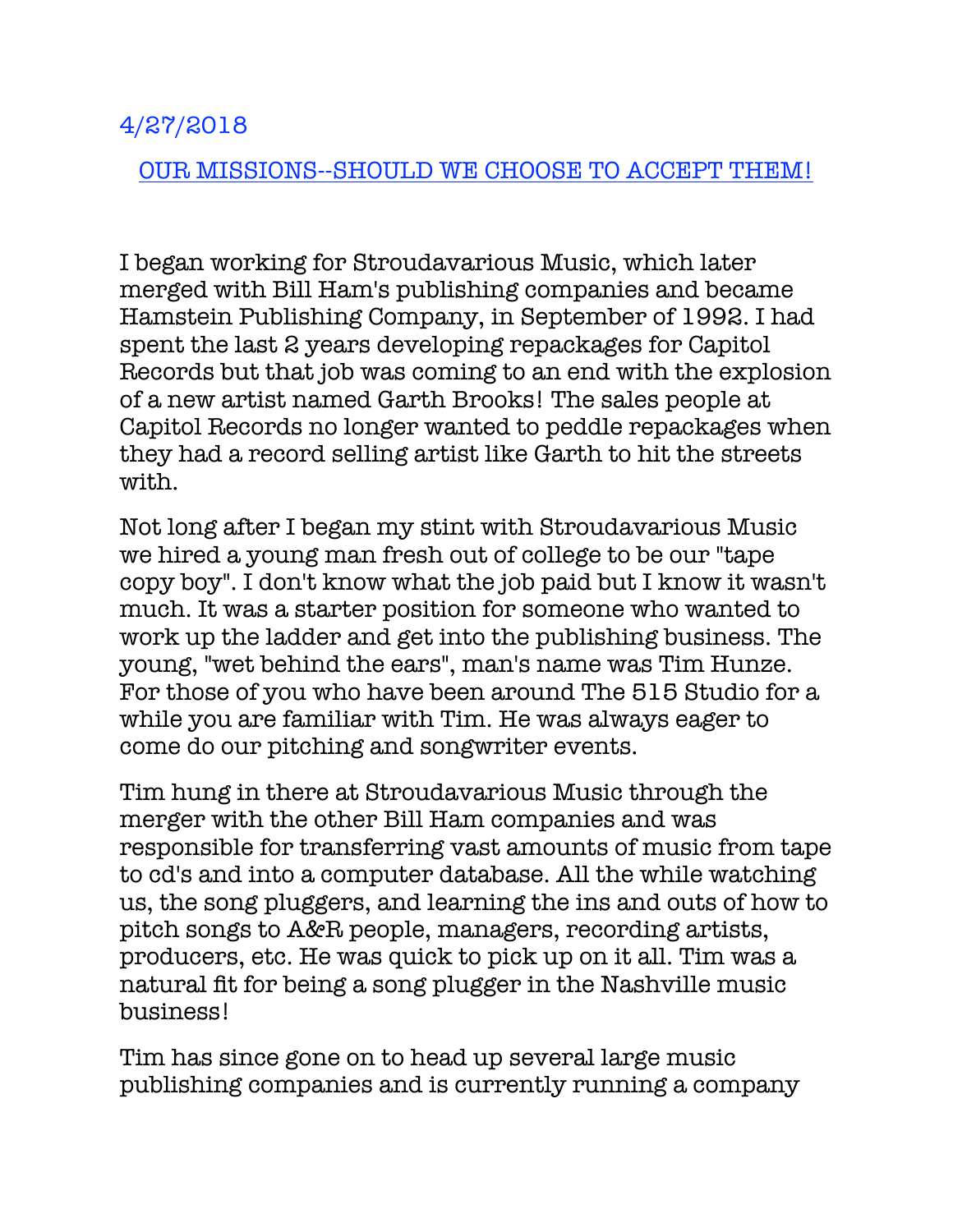4/27/2018

## OUR MISSIONS--SHOULD WE CHOOSE TO ACCEPT THEM!

I began working for Stroudavarious Music, which later merged with Bill Ham's publishing companies and became Hamstein Publishing Company, in September of 1992. I had spent the last 2 years developing repackages for Capitol Records but that job was coming to an end with the explosion of a new artist named Garth Brooks! The sales people at Capitol Records no longer wanted to peddle repackages when they had a record selling artist like Garth to hit the streets with.

Not long after I began my stint with Stroudavarious Music we hired a young man fresh out of college to be our "tape copy boy". I don't know what the job paid but I know it wasn't much. It was a starter position for someone who wanted to work up the ladder and get into the publishing business. The young, "wet behind the ears", man's name was Tim Hunze. For those of you who have been around The 515 Studio for a while you are familiar with Tim. He was always eager to come do our pitching and songwriter events.

Tim hung in there at Stroudavarious Music through the merger with the other Bill Ham companies and was responsible for transferring vast amounts of music from tape to cd's and into a computer database. All the while watching us, the song pluggers, and learning the ins and outs of how to pitch songs to A&R people, managers, recording artists, producers, etc. He was quick to pick up on it all. Tim was a natural fit for being a song plugger in the Nashville music business!

Tim has since gone on to head up several large music publishing companies and is currently running a company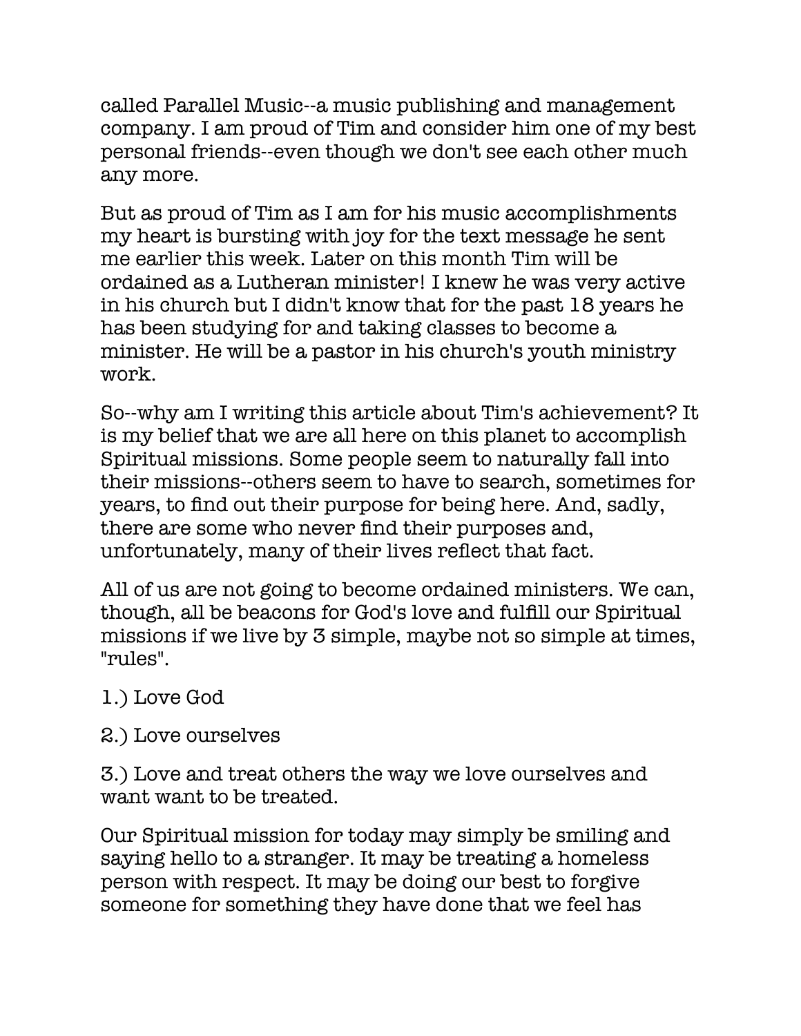called Parallel Music--a music publishing and management company. I am proud of Tim and consider him one of my best personal friends--even though we don't see each other much any more.

But as proud of Tim as I am for his music accomplishments my heart is bursting with joy for the text message he sent me earlier this week. Later on this month Tim will be ordained as a Lutheran minister! I knew he was very active in his church but I didn't know that for the past 18 years he has been studying for and taking classes to become a minister. He will be a pastor in his church's youth ministry work.

So--why am I writing this article about Tim's achievement? It is my belief that we are all here on this planet to accomplish Spiritual missions. Some people seem to naturally fall into their missions--others seem to have to search, sometimes for years, to find out their purpose for being here. And, sadly, there are some who never find their purposes and, unfortunately, many of their lives reflect that fact.

All of us are not going to become ordained ministers. We can, though, all be beacons for God's love and fulfill our Spiritual missions if we live by 3 simple, maybe not so simple at times, "rules".

1.) Love God

2.) Love ourselves

3.) Love and treat others the way we love ourselves and want want to be treated.

Our Spiritual mission for today may simply be smiling and saying hello to a stranger. It may be treating a homeless person with respect. It may be doing our best to forgive someone for something they have done that we feel has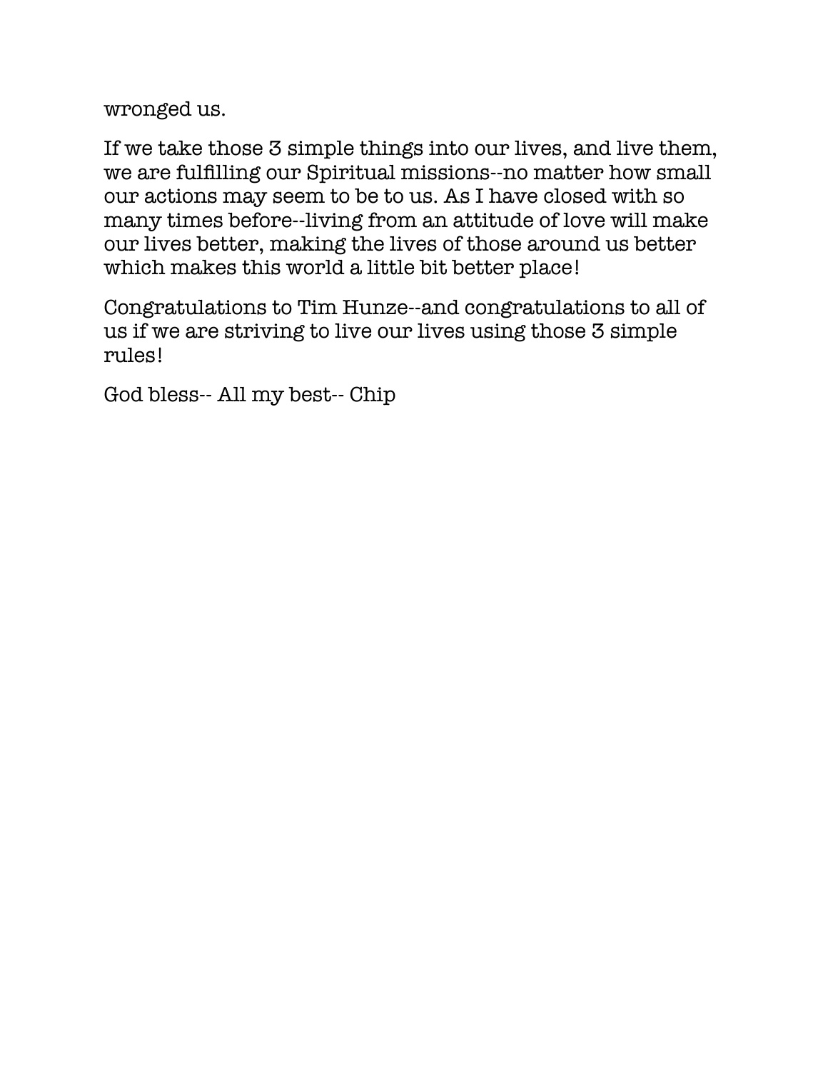wronged us.

If we take those 3 simple things into our lives, and live them, we are fulfilling our Spiritual missions--no matter how small our actions may seem to be to us. As I have closed with so many times before--living from an attitude of love will make our lives better, making the lives of those around us better which makes this world a little bit better place!

Congratulations to Tim Hunze--and congratulations to all of us if we are striving to live our lives using those 3 simple rules!

God bless-- All my best-- Chip